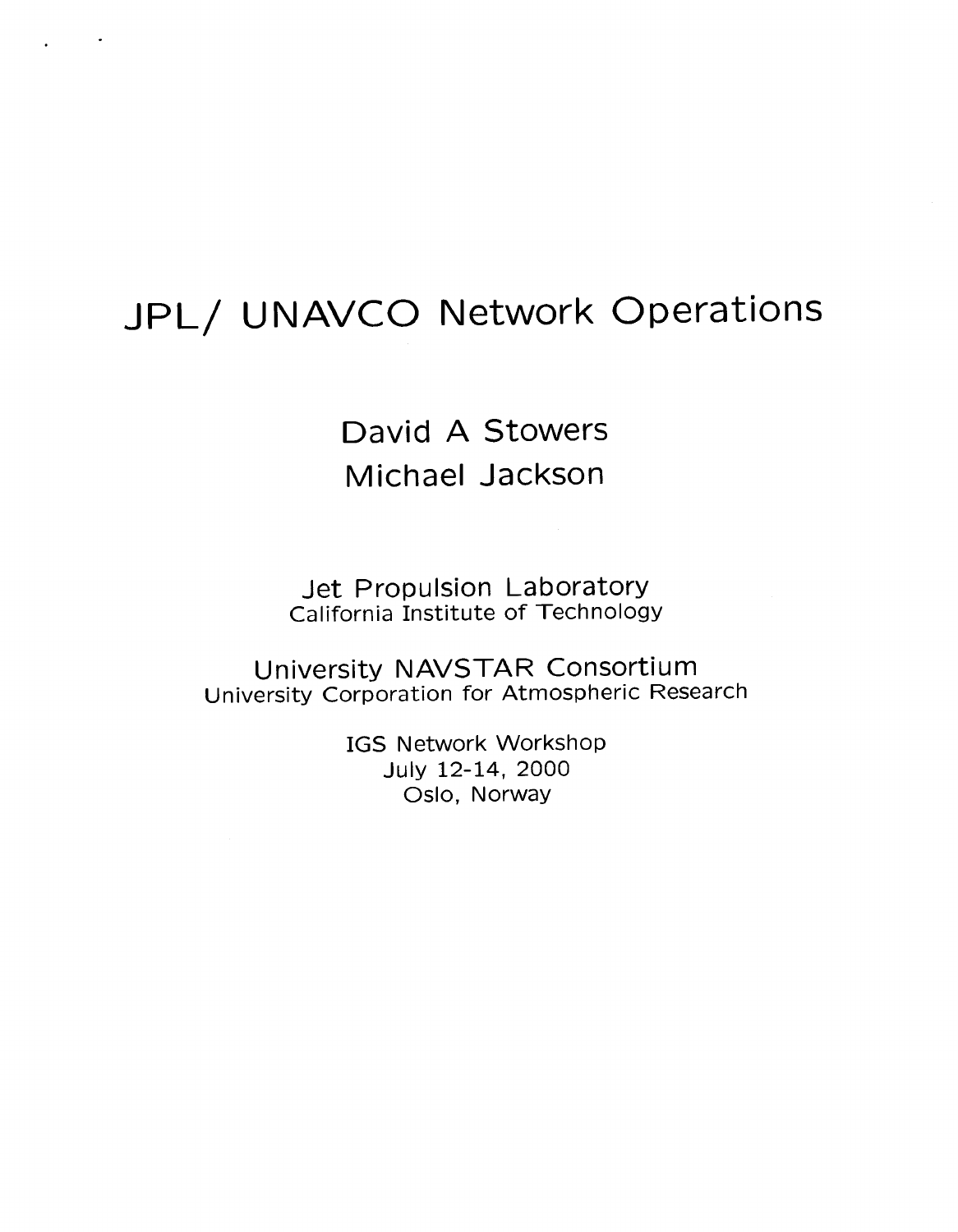# JPL/ UNAVCO Network Operations

David A Stowers

Michael Jackson

Jet Propulsion Laboratory
California Institute of Technology

University NAVSTAR Consortium
University Corporation for Atmospheric Research

IGS Network Workshop
July 12-14, 2000
Oslo, Norway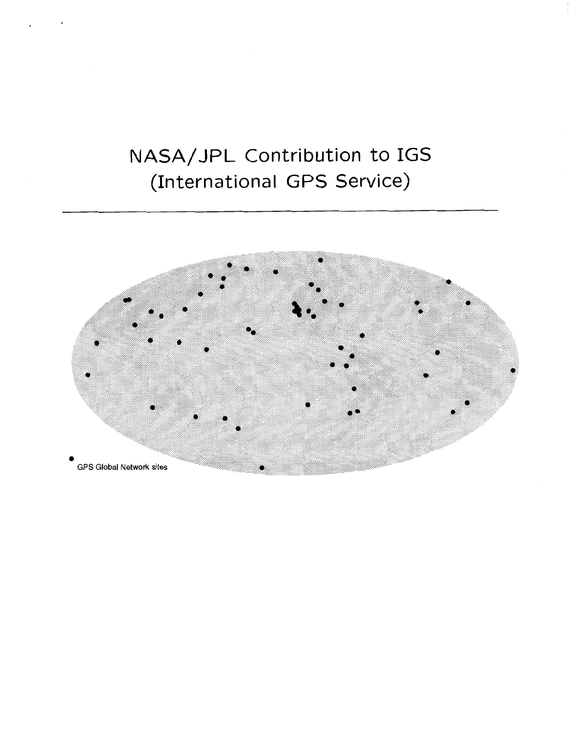# NASA/JPL Contribution to IGS (International GPS Service)

GPS Global Network sites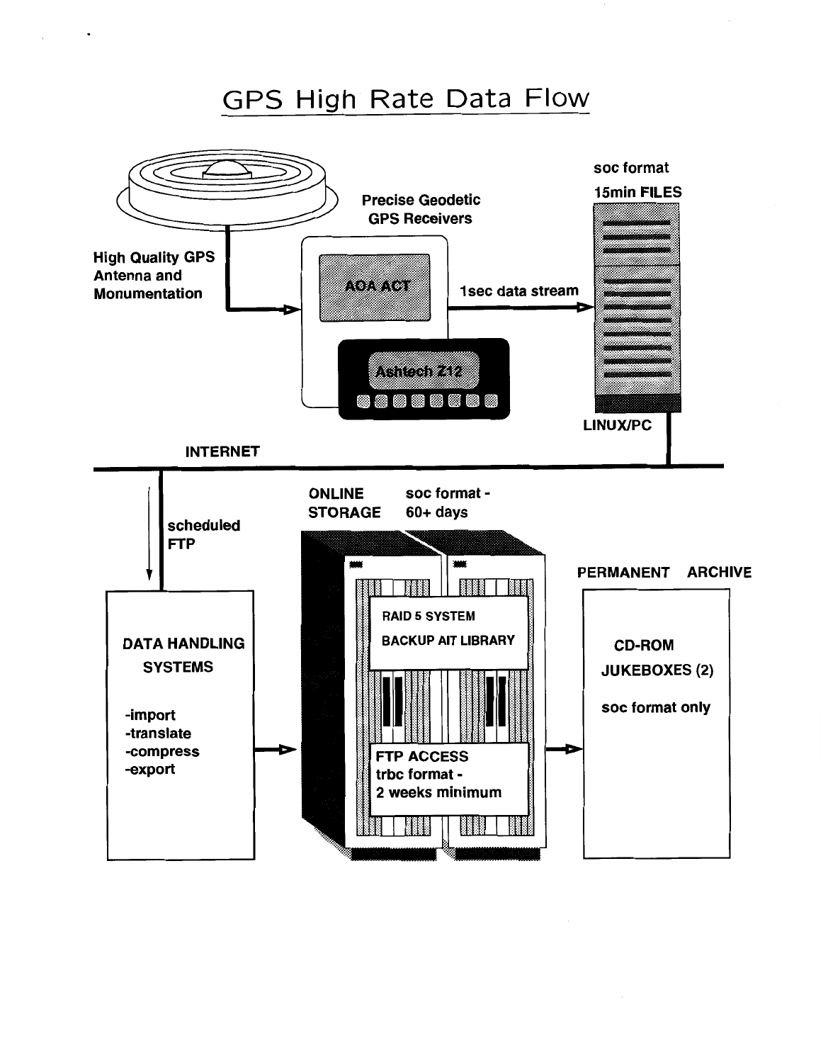# GPS High Rate Data Flow

High Quality GPS Antenna and Monumentation

Precise Geodetic GPS Receivers

AOA ACT

Ashtech Z12

1sec data stream

soc format

15min FILES

LINUX/PC

INTERNET

scheduled FTP

DATA HANDLING SYSTEMS

- -import
- -translate
- -compress
- -export

ONLINE STORAGE

soc format - 60+ days

RAID 5 SYSTEM

BACKUP AIT LIBRARY

FTP ACCESS

trbc format - 2 weeks minimum

PERMANENT ARCHIVE

CD-ROM JUKEBOXES (2)

soc format only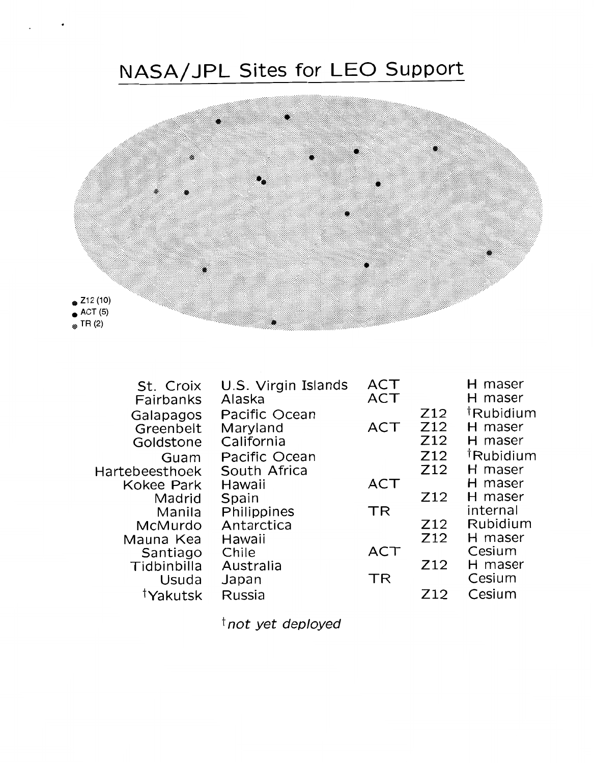# NASA/JPL Sites for LEO Support

Z12 (10)
ACT (5)
TR (2)

| | | | | |
|---|---|---|---|---|
| St. Croix | U.S. Virgin Islands | ACT | | H maser |
| Fairbanks | Alaska | ACT | | H maser |
| Galapagos | Pacific Ocean | | Z12 | †Rubidium |
| Greenbelt | Maryland | ACT | Z12 | H maser |
| Goldstone | California | | Z12 | H maser |
| Guam | Pacific Ocean | | Z12 | †Rubidium |
| Hartebeesthoek | South Africa | | Z12 | H maser |
| Kokee Park | Hawaii | ACT | | H maser |
| Madrid | Spain | | Z12 | H maser |
| Manila | Philippines | TR | | internal |
| McMurdo | Antarctica | | Z12 | Rubidium |
| Mauna Kea | Hawaii | | Z12 | H maser |
| Santiago | Chile | ACT | | Cesium |
| Tidbinbilla | Australia | | Z12 | H maser |
| Usuda | Japan | TR | | Cesium |
| †Yakutsk | Russia | | Z12 | Cesium |

† *not yet deployed*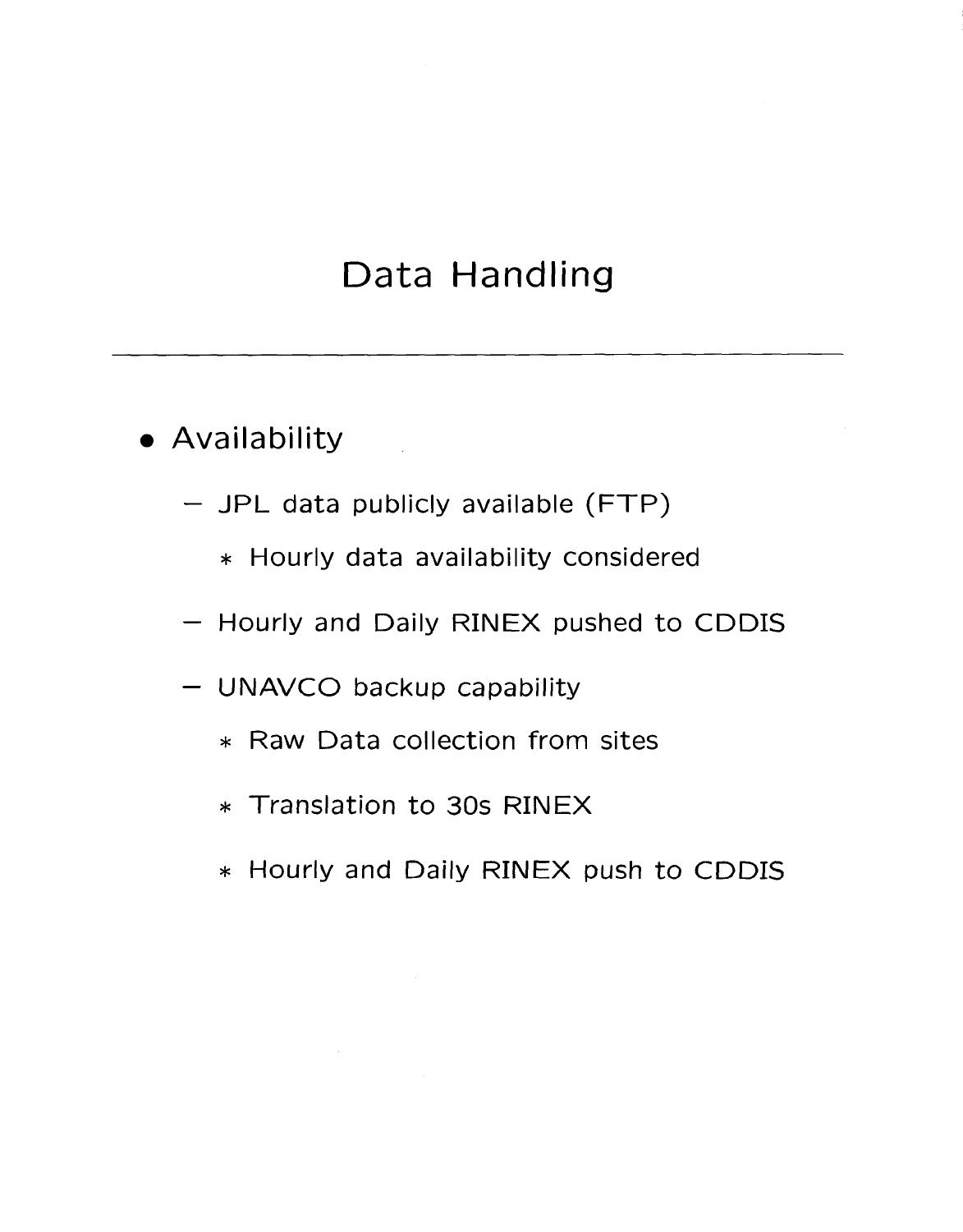# Data Handling

- Availability
  - JPL data publicly available (FTP)
    - Hourly data availability considered
  - Hourly and Daily RINEX pushed to CDDIS
  - UNAVCO backup capability
    - Raw Data collection from sites
    - Translation to 30s RINEX
    - Hourly and Daily RINEX push to CDDIS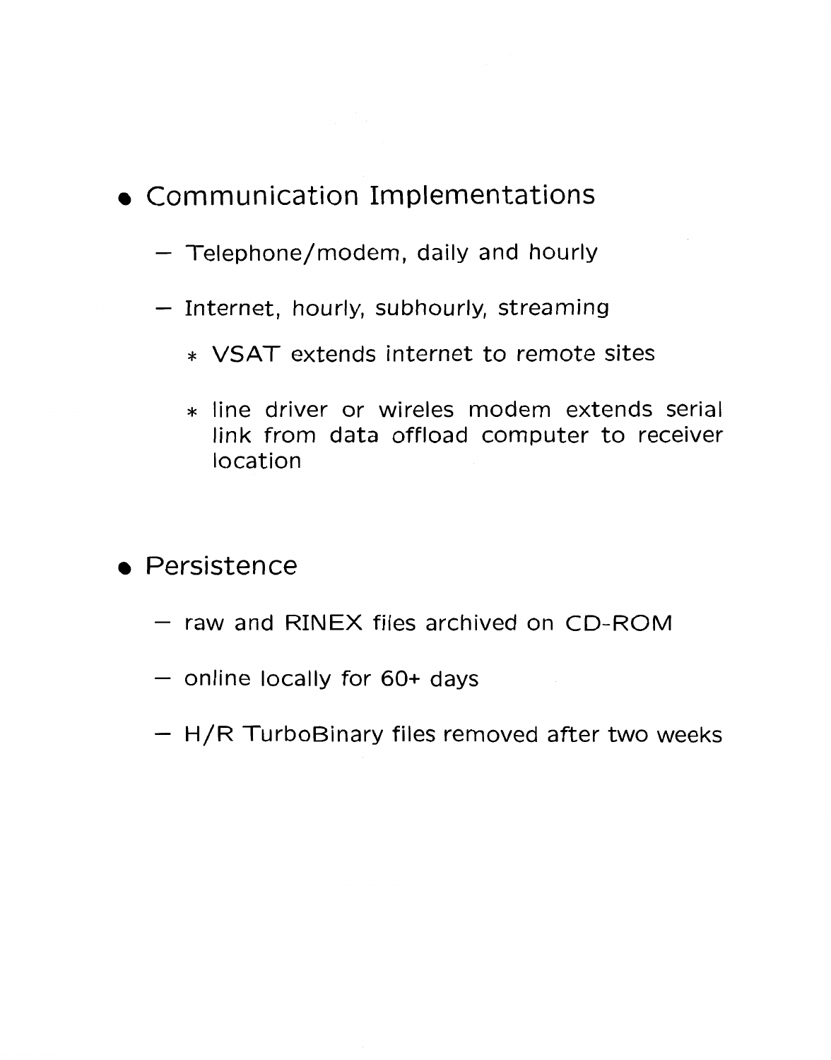- Communication Implementations
  - Telephone/modem, daily and hourly
  - Internet, hourly, subhourly, streaming
    - VSAT extends internet to remote sites
    - line driver or wireles modem extends serial link from data offload computer to receiver location

- Persistence
  - raw and RINEX files archived on CD-ROM
  - online locally for 60+ days
  - H/R TurboBinary files removed after two weeks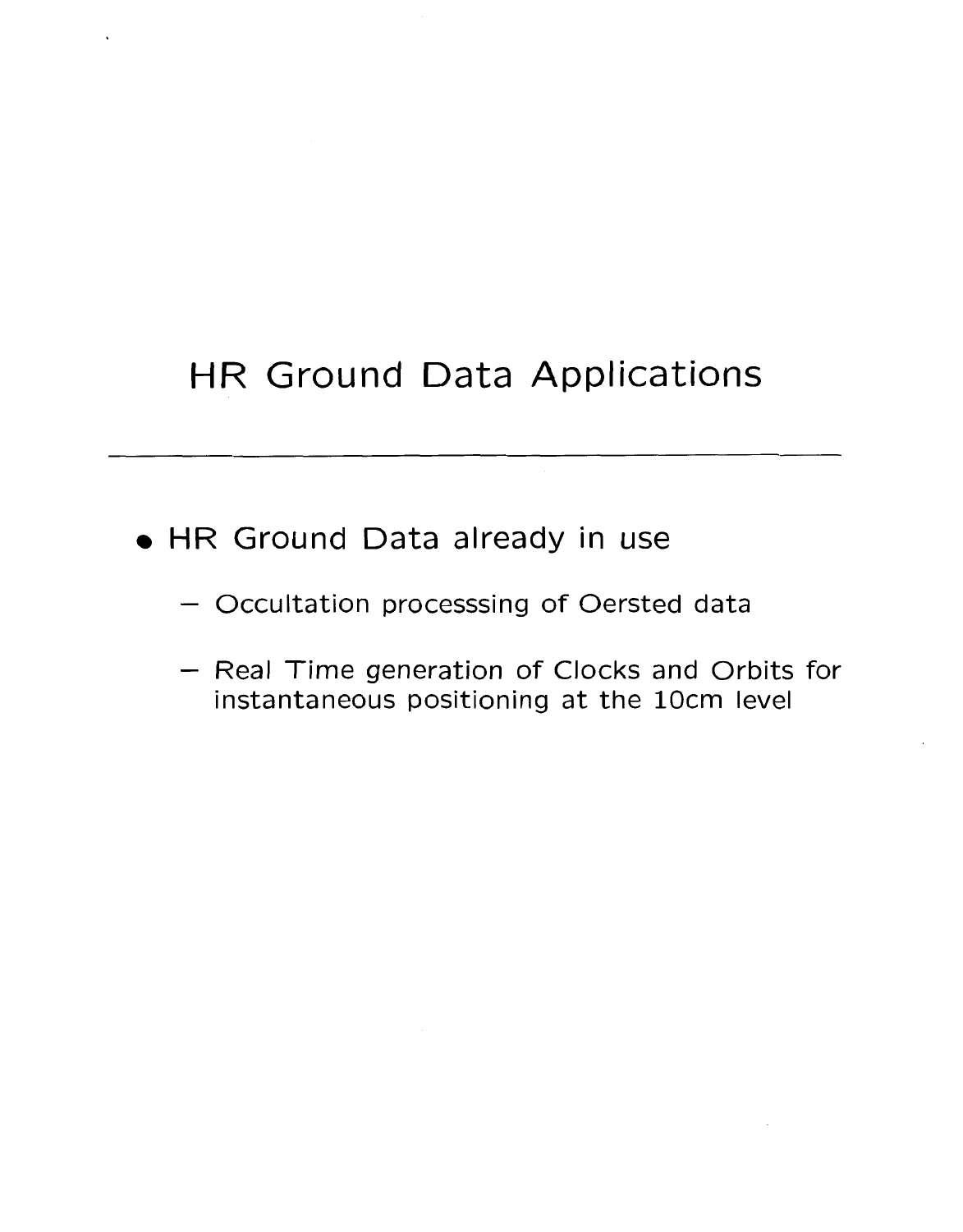# HR Ground Data Applications

- HR Ground Data already in use
  - Occultation processsing of Oersted data
  - Real Time generation of Clocks and Orbits for instantaneous positioning at the 10cm level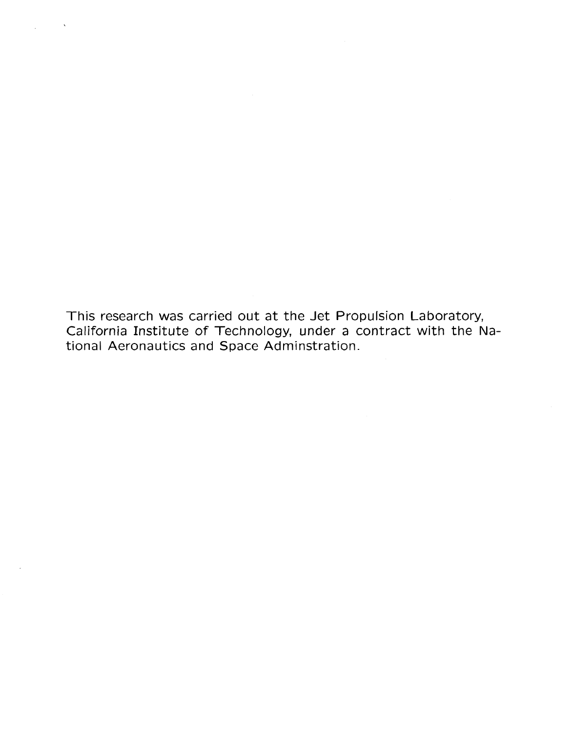This research was carried out at the Jet Propulsion Laboratory, California Institute of Technology, under a contract with the National Aeronautics and Space Adminstration.